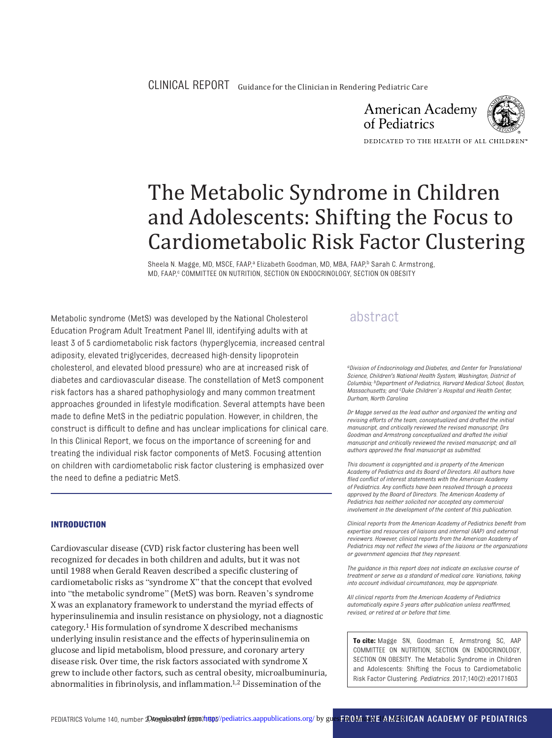CLINICAL REPORT Guidance for the Clinician in Rendering Pediatric Care

# The Metabolic Syndrome in Children and Adolescents: Shifting the Focus to Cardiometabolic Risk Factor Clustering

Sheela N. Magge, MD, MSCE, FAAP,[a] Elizabeth Goodman, MD, MBA, FAAP,[b] Sarah C. Armstrong, MD, FAAP,[c] COMMITTEE ON NUTRITION, SECTION ON ENDOCRINOLOGY, SECTION ON OBESITY

## abstract

Metabolic syndrome (MetS) was developed by the National Cholesterol Education Program Adult Treatment Panel III, identifying adults with at least 3 of 5 cardiometabolic risk factors (hyperglycemia, increased central adiposity, elevated triglycerides, decreased high-density lipoprotein cholesterol, and elevated blood pressure) who are at increased risk of diabetes and cardiovascular disease. The constellation of MetS component risk factors has a shared pathophysiology and many common treatment approaches grounded in lifestyle modification. Several attempts have been made to define MetS in the pediatric population. However, in children, the construct is difficult to define and has unclear implications for clinical care. In this Clinical Report, we focus on the importance of screening for and treating the individual risk factor components of MetS. Focusing attention on children with cardiometabolic risk factor clustering is emphasized over the need to define a pediatric MetS.

*[a]Division of Endocrinology and Diabetes, and Center for Translational Science, Children's National Health System, Washington, District of Columbia; [b]Department of Pediatrics, Harvard Medical School, Boston, Massachusetts; and [c]Duke Children's Hospital and Health Center, Durham, North Carolina*

*Dr Magge served as the lead author and organized the writing and revising efforts of the team, conceptualized and drafted the initial manuscript, and critically reviewed the revised manuscript; Drs Goodman and Armstrong conceptualized and drafted the initial manuscript and critically reviewed the revised manuscript; and all authors approved the final manuscript as submitted.*

*This document is copyrighted and is property of the American Academy of Pediatrics and its Board of Directors. All authors have filed conflict of interest statements with the American Academy of Pediatrics. Any conflicts have been resolved through a process approved by the Board of Directors. The American Academy of Pediatrics has neither solicited nor accepted any commercial involvement in the development of the content of this publication.*

*Clinical reports from the American Academy of Pediatrics benefit from expertise and resources of liaisons and internal (AAP) and external reviewers. However, clinical reports from the American Academy of Pediatrics may not reflect the views of the liaisons or the organizations or government agencies that they represent.*

*The guidance in this report does not indicate an exclusive course of treatment or serve as a standard of medical care. Variations, taking into account individual circumstances, may be appropriate.*

*All clinical reports from the American Academy of Pediatrics automatically expire 5 years after publication unless reaffirmed, revised, or retired at or before that time.*

**To cite:** Magge SN, Goodman E, Armstrong SC, AAP COMMITTEE ON NUTRITION, SECTION ON ENDOCRINOLOGY, SECTION ON OBESITY. The Metabolic Syndrome in Children and Adolescents: Shifting the Focus to Cardiometabolic Risk Factor Clustering. *Pediatrics.* 2017;140(2):e20171603

## INTRODUCTION

Cardiovascular disease (CVD) risk factor clustering has been well recognized for decades in both children and adults, but it was not until 1988 when Gerald Reaven described a specific clustering of cardiometabolic risks as "syndrome X" that the concept that evolved into "the metabolic syndrome" (MetS) was born. Reaven's syndrome X was an explanatory framework to understand the myriad effects of hyperinsulinemia and insulin resistance on physiology, not a diagnostic category.[1] His formulation of syndrome X described mechanisms underlying insulin resistance and the effects of hyperinsulinemia on glucose and lipid metabolism, blood pressure, and coronary artery disease risk. Over time, the risk factors associated with syndrome X grew to include other factors, such as central obesity, microalbuminuria, abnormalities in fibrinolysis, and inflammation.[1,2] Dissemination of the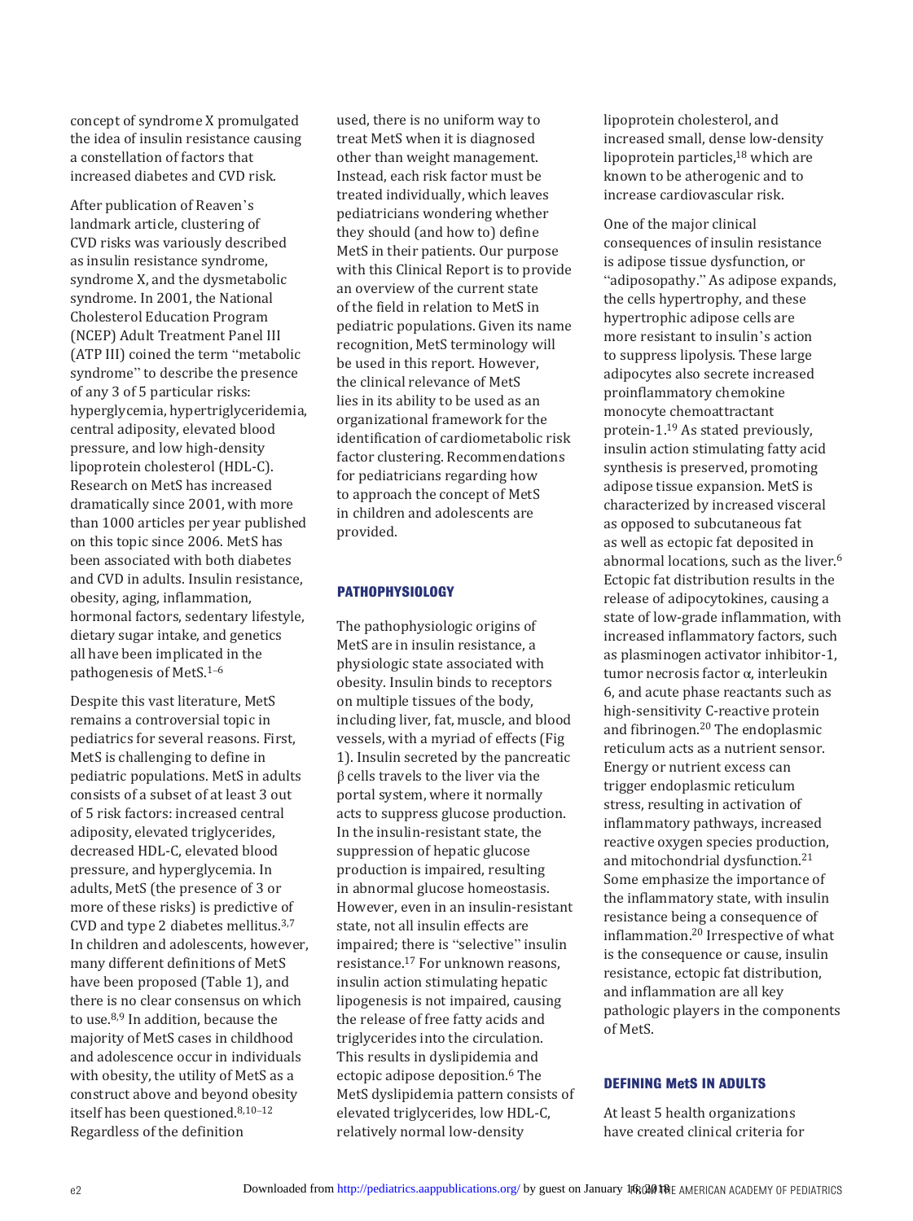concept of syndrome X promulgated the idea of insulin resistance causing a constellation of factors that increased diabetes and CVD risk.

After publication of Reaven's landmark article, clustering of CVD risks was variously described as insulin resistance syndrome, syndrome X, and the dysmetabolic syndrome. In 2001, the National Cholesterol Education Program (NCEP) Adult Treatment Panel III (ATP III) coined the term "metabolic syndrome" to describe the presence of any 3 of 5 particular risks: hyperglycemia, hypertriglyceridemia, central adiposity, elevated blood pressure, and low high-density lipoprotein cholesterol (HDL-C). Research on MetS has increased dramatically since 2001, with more than 1000 articles per year published on this topic since 2006. MetS has been associated with both diabetes and CVD in adults. Insulin resistance, obesity, aging, inflammation, hormonal factors, sedentary lifestyle, dietary sugar intake, and genetics all have been implicated in the pathogenesis of MetS.[1–6]

Despite this vast literature, MetS remains a controversial topic in pediatrics for several reasons. First, MetS is challenging to define in pediatric populations. MetS in adults consists of a subset of at least 3 out of 5 risk factors: increased central adiposity, elevated triglycerides, decreased HDL-C, elevated blood pressure, and hyperglycemia. In adults, MetS (the presence of 3 or more of these risks) is predictive of CVD and type 2 diabetes mellitus.[3,7] In children and adolescents, however, many different definitions of MetS have been proposed (Table 1), and there is no clear consensus on which to use.[8,9] In addition, because the majority of MetS cases in childhood and adolescence occur in individuals with obesity, the utility of MetS as a construct above and beyond obesity itself has been questioned.[8,10–12] Regardless of the definition used, there is no uniform way to treat MetS when it is diagnosed other than weight management. Instead, each risk factor must be treated individually, which leaves pediatricians wondering whether they should (and how to) define MetS in their patients. Our purpose with this Clinical Report is to provide an overview of the current state of the field in relation to MetS in pediatric populations. Given its name recognition, MetS terminology will be used in this report. However, the clinical relevance of MetS lies in its ability to be used as an organizational framework for the identification of cardiometabolic risk factor clustering. Recommendations for pediatricians regarding how to approach the concept of MetS in children and adolescents are provided.

## PATHOPHYSIOLOGY

The pathophysiologic origins of MetS are in insulin resistance, a physiologic state associated with obesity. Insulin binds to receptors on multiple tissues of the body, including liver, fat, muscle, and blood vessels, with a myriad of effects (Fig 1). Insulin secreted by the pancreatic β cells travels to the liver via the portal system, where it normally acts to suppress glucose production. In the insulin-resistant state, the suppression of hepatic glucose production is impaired, resulting in abnormal glucose homeostasis. However, even in an insulin-resistant state, not all insulin effects are impaired; there is "selective" insulin resistance.[17] For unknown reasons, insulin action stimulating hepatic lipogenesis is not impaired, causing the release of free fatty acids and triglycerides into the circulation. This results in dyslipidemia and ectopic adipose deposition.[6] The MetS dyslipidemia pattern consists of elevated triglycerides, low HDL-C, relatively normal low-density lipoprotein cholesterol, and increased small, dense low-density lipoprotein particles,[18] which are known to be atherogenic and to increase cardiovascular risk.

One of the major clinical consequences of insulin resistance is adipose tissue dysfunction, or "adiposopathy." As adipose expands, the cells hypertrophy, and these hypertrophic adipose cells are more resistant to insulin's action to suppress lipolysis. These large adipocytes also secrete increased proinflammatory chemokine monocyte chemoattractant protein-1.[19] As stated previously, insulin action stimulating fatty acid synthesis is preserved, promoting adipose tissue expansion. MetS is characterized by increased visceral as opposed to subcutaneous fat as well as ectopic fat deposited in abnormal locations, such as the liver.[6] Ectopic fat distribution results in the release of adipocytokines, causing a state of low-grade inflammation, with increased inflammatory factors, such as plasminogen activator inhibitor-1, tumor necrosis factor α, interleukin 6, and acute phase reactants such as high-sensitivity C-reactive protein and fibrinogen.[20] The endoplasmic reticulum acts as a nutrient sensor. Energy or nutrient excess can trigger endoplasmic reticulum stress, resulting in activation of inflammatory pathways, increased reactive oxygen species production, and mitochondrial dysfunction.[21] Some emphasize the importance of the inflammatory state, with insulin resistance being a consequence of inflammation.[20] Irrespective of what is the consequence or cause, insulin resistance, ectopic fat distribution, and inflammation are all key pathologic players in the components of MetS.

## DEFINING MetS IN ADULTS

At least 5 health organizations have created clinical criteria for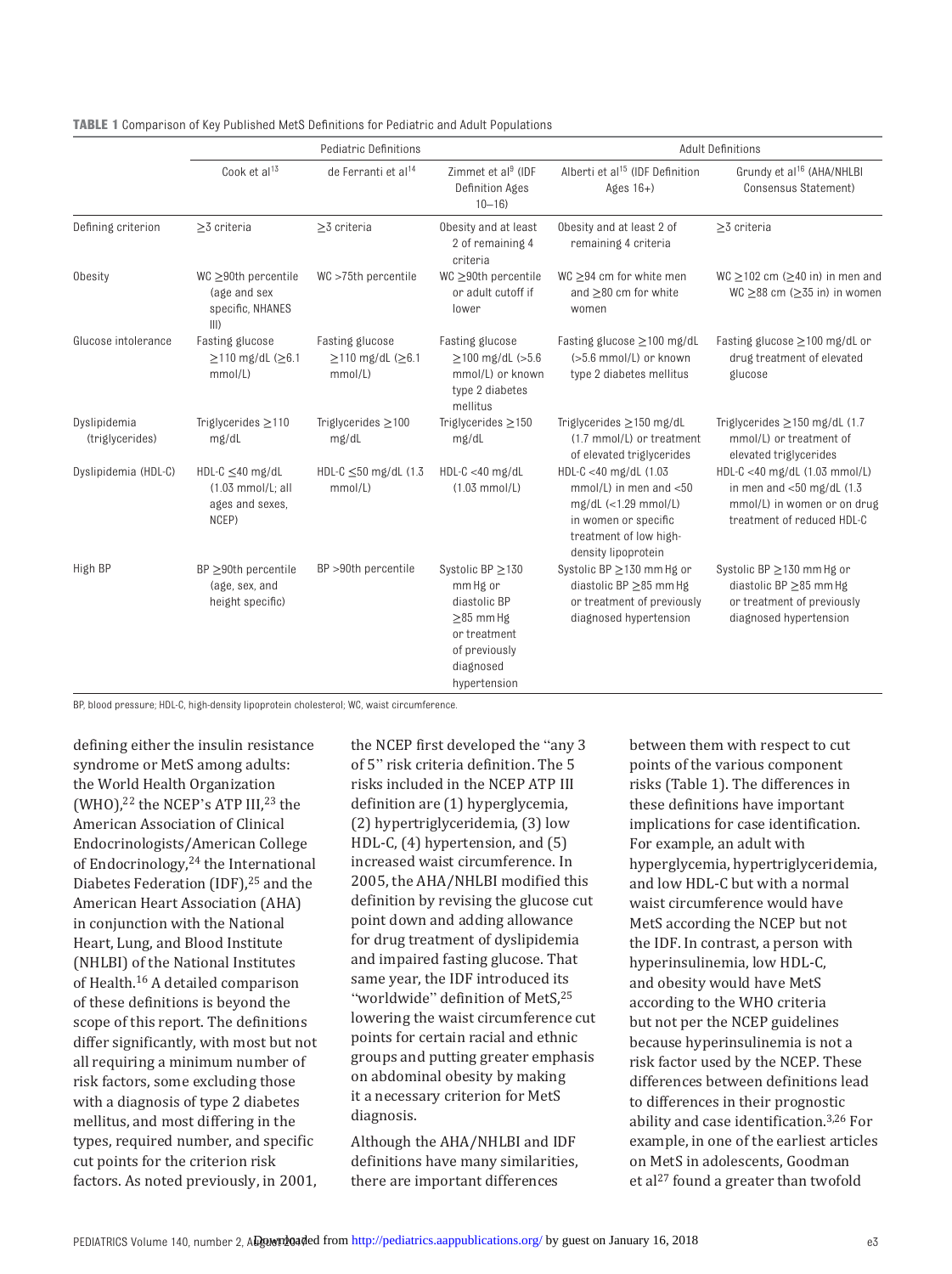**TABLE 1** Comparison of Key Published MetS Definitions for Pediatric and Adult Populations

| | Pediatric Definitions | | | Adult Definitions | |
|---|---|---|---|---|---|
| | Cook et al[13] | de Ferranti et al[14] | Zimmet et al[9] (IDF Definition Ages 10–16) | Alberti et al[15] (IDF Definition Ages 16+) | Grundy et al[16] (AHA/NHLBI Consensus Statement) |
| Defining criterion | ≥3 criteria | ≥3 criteria | Obesity and at least 2 of remaining 4 criteria | Obesity and at least 2 of remaining 4 criteria | ≥3 criteria |
| Obesity | WC ≥90th percentile (age and sex specific, NHANES III) | WC >75th percentile | WC ≥90th percentile or adult cutoff if lower | WC ≥94 cm for white men and ≥80 cm for white women | WC ≥102 cm (≥40 in) in men and WC ≥88 cm (≥35 in) in women |
| Glucose intolerance | Fasting glucose ≥110 mg/dL (≥6.1 mmol/L) | Fasting glucose ≥110 mg/dL (≥6.1 mmol/L) | Fasting glucose ≥100 mg/dL (>5.6 mmol/L) or known type 2 diabetes mellitus | Fasting glucose ≥100 mg/dL (>5.6 mmol/L) or known type 2 diabetes mellitus | Fasting glucose ≥100 mg/dL or drug treatment of elevated glucose |
| Dyslipidemia (triglycerides) | Triglycerides ≥110 mg/dL | Triglycerides ≥100 mg/dL | Triglycerides ≥150 mg/dL | Triglycerides ≥150 mg/dL (1.7 mmol/L) or treatment of elevated triglycerides | Triglycerides ≥150 mg/dL (1.7 mmol/L) or treatment of elevated triglycerides |
| Dyslipidemia (HDL-C) | HDL-C ≤40 mg/dL (1.03 mmol/L; all ages and sexes, NCEP) | HDL-C ≤50 mg/dL (1.3 mmol/L) | HDL-C <40 mg/dL (1.03 mmol/L) | HDL-C <40 mg/dL (1.03 mmol/L) in men and <50 mg/dL (<1.29 mmol/L) in women or specific treatment of low high-density lipoprotein | HDL-C <40 mg/dL (1.03 mmol/L) in men and <50 mg/dL (1.3 mmol/L) in women or on drug treatment of reduced HDL-C |
| High BP | BP ≥90th percentile (age, sex, and height specific) | BP >90th percentile | Systolic BP ≥130 mm Hg or diastolic BP ≥85 mm Hg or treatment of previously diagnosed hypertension | Systolic BP ≥130 mm Hg or diastolic BP ≥85 mm Hg or treatment of previously diagnosed hypertension | Systolic BP ≥130 mm Hg or diastolic BP ≥85 mm Hg or treatment of previously diagnosed hypertension |

BP, blood pressure; HDL-C, high-density lipoprotein cholesterol; WC, waist circumference.

defining either the insulin resistance syndrome or MetS among adults: the World Health Organization (WHO),[22] the NCEP's ATP III,[23] the American Association of Clinical Endocrinologists/American College of Endocrinology,[24] the International Diabetes Federation (IDF),[25] and the American Heart Association (AHA) in conjunction with the National Heart, Lung, and Blood Institute (NHLBI) of the National Institutes of Health.[16] A detailed comparison of these definitions is beyond the scope of this report. The definitions differ significantly, with most but not all requiring a minimum number of risk factors, some excluding those with a diagnosis of type 2 diabetes mellitus, and most differing in the types, required number, and specific cut points for the criterion risk factors. As noted previously, in 2001, the NCEP first developed the "any 3 of 5" risk criteria definition. The 5 risks included in the NCEP ATP III definition are (1) hyperglycemia, (2) hypertriglyceridemia, (3) low HDL-C, (4) hypertension, and (5) increased waist circumference. In 2005, the AHA/NHLBI modified this definition by revising the glucose cut point down and adding allowance for drug treatment of dyslipidemia and impaired fasting glucose. That same year, the IDF introduced its "worldwide" definition of MetS,[25] lowering the waist circumference cut points for certain racial and ethnic groups and putting greater emphasis on abdominal obesity by making it a necessary criterion for MetS diagnosis.

Although the AHA/NHLBI and IDF definitions have many similarities, there are important differences between them with respect to cut points of the various component risks (Table 1). The differences in these definitions have important implications for case identification. For example, an adult with hyperglycemia, hypertriglyceridemia, and low HDL-C but with a normal waist circumference would have MetS according the NCEP but not the IDF. In contrast, a person with hyperinsulinemia, low HDL-C, and obesity would have MetS according to the WHO criteria but not per the NCEP guidelines because hyperinsulinemia is not a risk factor used by the NCEP. These differences between definitions lead to differences in their prognostic ability and case identification.[3,26] For example, in one of the earliest articles on MetS in adolescents, Goodman et al[27] found a greater than twofold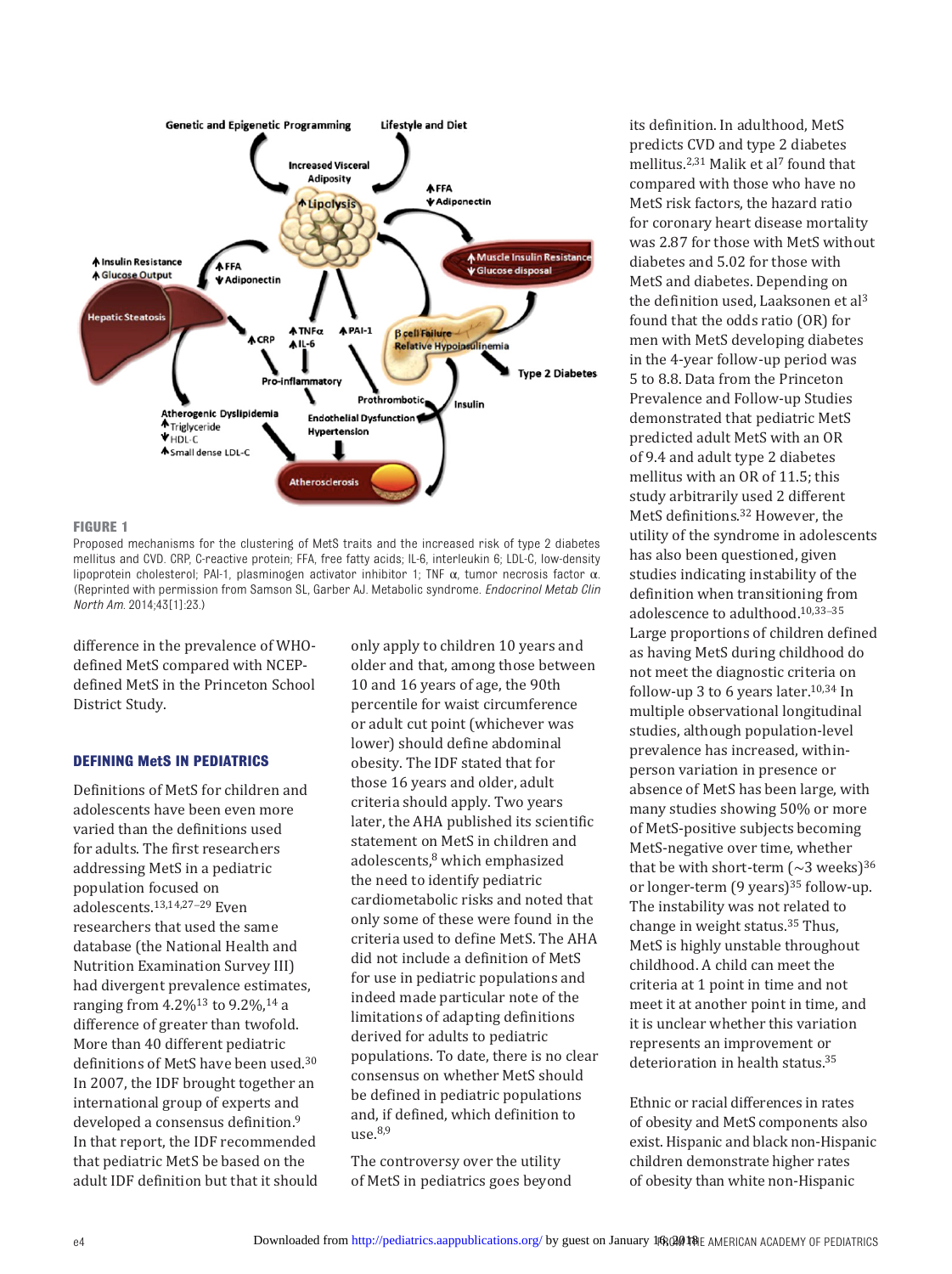**FIGURE 1**

Proposed mechanisms for the clustering of MetS traits and the increased risk of type 2 diabetes mellitus and CVD. CRP, C-reactive protein; FFA, free fatty acids; IL-6, interleukin 6; LDL-C, low-density lipoprotein cholesterol; PAI-1, plasminogen activator inhibitor 1; TNF α, tumor necrosis factor α. (Reprinted with permission from Samson SL, Garber AJ. Metabolic syndrome. *Endocrinol Metab Clin North Am.* 2014;43[1]:23.)

difference in the prevalence of WHO-defined MetS compared with NCEP-defined MetS in the Princeton School District Study.

## DEFINING MetS IN PEDIATRICS

Definitions of MetS for children and adolescents have been even more varied than the definitions used for adults. The first researchers addressing MetS in a pediatric population focused on adolescents.[13,14,27–29] Even researchers that used the same database (the National Health and Nutrition Examination Survey III) had divergent prevalence estimates, ranging from 4.2%[13] to 9.2%,[14] a difference of greater than twofold. More than 40 different pediatric definitions of MetS have been used.[30] In 2007, the IDF brought together an international group of experts and developed a consensus definition.[9] In that report, the IDF recommended that pediatric MetS be based on the adult IDF definition but that it should only apply to children 10 years and older and that, among those between 10 and 16 years of age, the 90th percentile for waist circumference or adult cut point (whichever was lower) should define abdominal obesity. The IDF stated that for those 16 years and older, adult criteria should apply. Two years later, the AHA published its scientific statement on MetS in children and adolescents,[8] which emphasized the need to identify pediatric cardiometabolic risks and noted that only some of these were found in the criteria used to define MetS. The AHA did not include a definition of MetS for use in pediatric populations and indeed made particular note of the limitations of adapting definitions derived for adults to pediatric populations. To date, there is no clear consensus on whether MetS should be defined in pediatric populations and, if defined, which definition to use.[8,9]

The controversy over the utility of MetS in pediatrics goes beyond its definition. In adulthood, MetS predicts CVD and type 2 diabetes mellitus.[2,31] Malik et al[7] found that compared with those who have no MetS risk factors, the hazard ratio for coronary heart disease mortality was 2.87 for those with MetS without diabetes and 5.02 for those with MetS and diabetes. Depending on the definition used, Laaksonen et al[3] found that the odds ratio (OR) for men with MetS developing diabetes in the 4-year follow-up period was 5 to 8.8. Data from the Princeton Prevalence and Follow-up Studies demonstrated that pediatric MetS predicted adult MetS with an OR of 9.4 and adult type 2 diabetes mellitus with an OR of 11.5; this study arbitrarily used 2 different MetS definitions.[32] However, the utility of the syndrome in adolescents has also been questioned, given studies indicating instability of the definition when transitioning from adolescence to adulthood.[10,33–35] Large proportions of children defined as having MetS during childhood do not meet the diagnostic criteria on follow-up 3 to 6 years later.[10,34] In multiple observational longitudinal studies, although population-level prevalence has increased, within-person variation in presence or absence of MetS has been large, with many studies showing 50% or more of MetS-positive subjects becoming MetS-negative over time, whether that be with short-term (~3 weeks)[36] or longer-term (9 years)[35] follow-up. The instability was not related to change in weight status.[35] Thus, MetS is highly unstable throughout childhood. A child can meet the criteria at 1 point in time and not meet it at another point in time, and it is unclear whether this variation represents an improvement or deterioration in health status.[35]

Ethnic or racial differences in rates of obesity and MetS components also exist. Hispanic and black non-Hispanic children demonstrate higher rates of obesity than white non-Hispanic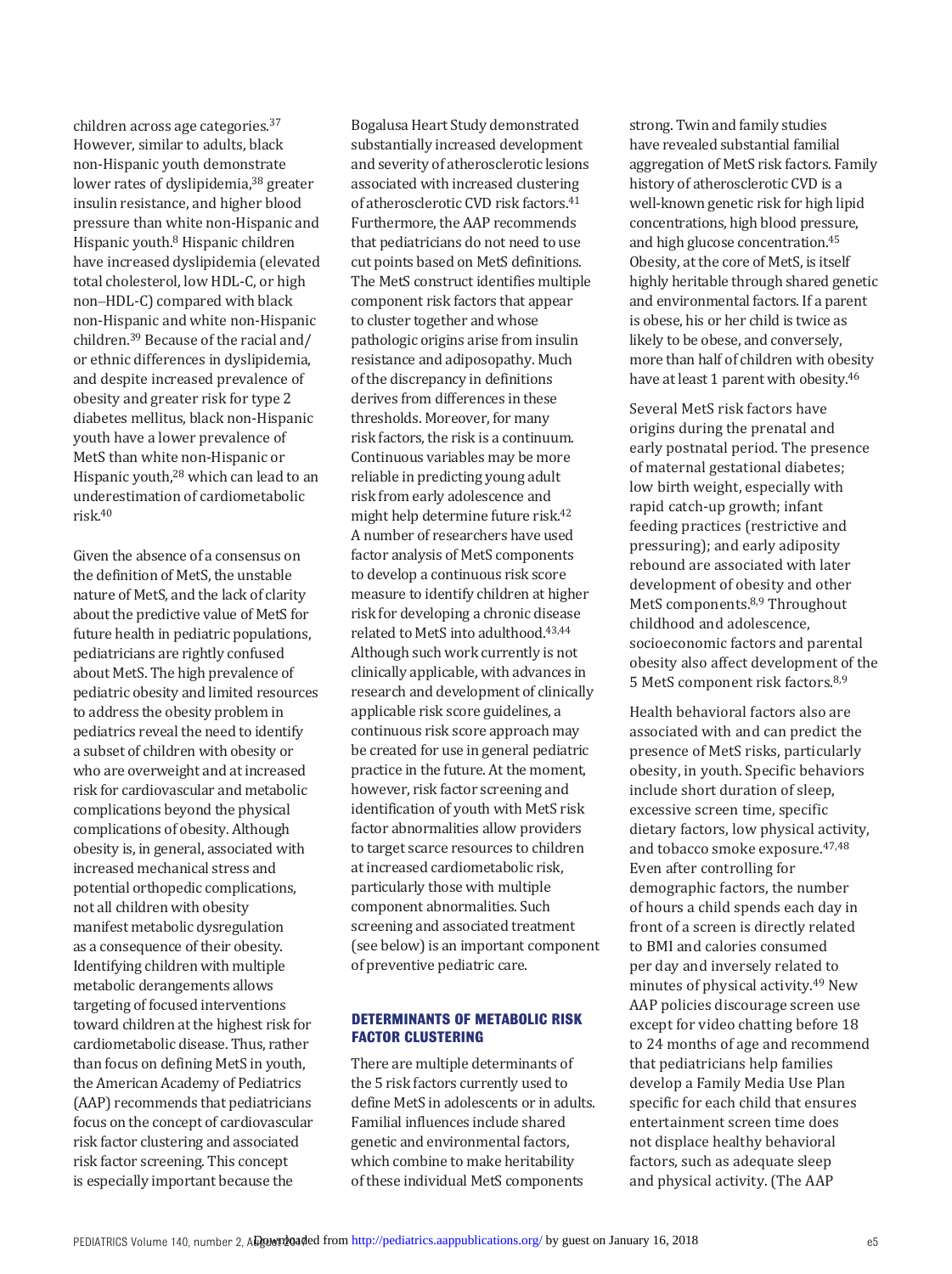children across age categories.[37] However, similar to adults, black non-Hispanic youth demonstrate lower rates of dyslipidemia,[38] greater insulin resistance, and higher blood pressure than white non-Hispanic and Hispanic youth.[8] Hispanic children have increased dyslipidemia (elevated total cholesterol, low HDL-C, or high non–HDL-C) compared with black non-Hispanic and white non-Hispanic children.[39] Because of the racial and/or ethnic differences in dyslipidemia, and despite increased prevalence of obesity and greater risk for type 2 diabetes mellitus, black non-Hispanic youth have a lower prevalence of MetS than white non-Hispanic or Hispanic youth,[28] which can lead to an underestimation of cardiometabolic risk.[40]

Given the absence of a consensus on the definition of MetS, the unstable nature of MetS, and the lack of clarity about the predictive value of MetS for future health in pediatric populations, pediatricians are rightly confused about MetS. The high prevalence of pediatric obesity and limited resources to address the obesity problem in pediatrics reveal the need to identify a subset of children with obesity or who are overweight and at increased risk for cardiovascular and metabolic complications beyond the physical complications of obesity. Although obesity is, in general, associated with increased mechanical stress and potential orthopedic complications, not all children with obesity manifest metabolic dysregulation as a consequence of their obesity. Identifying children with multiple metabolic derangements allows targeting of focused interventions toward children at the highest risk for cardiometabolic disease. Thus, rather than focus on defining MetS in youth, the American Academy of Pediatrics (AAP) recommends that pediatricians focus on the concept of cardiovascular risk factor clustering and associated risk factor screening. This concept is especially important because the Bogalusa Heart Study demonstrated substantially increased development and severity of atherosclerotic lesions associated with increased clustering of atherosclerotic CVD risk factors.[41] Furthermore, the AAP recommends that pediatricians do not need to use cut points based on MetS definitions. The MetS construct identifies multiple component risk factors that appear to cluster together and whose pathologic origins arise from insulin resistance and adiposopathy. Much of the discrepancy in definitions derives from differences in these thresholds. Moreover, for many risk factors, the risk is a continuum. Continuous variables may be more reliable in predicting young adult risk from early adolescence and might help determine future risk.[42] A number of researchers have used factor analysis of MetS components to develop a continuous risk score measure to identify children at higher risk for developing a chronic disease related to MetS into adulthood.[43,44] Although such work currently is not clinically applicable, with advances in research and development of clinically applicable risk score guidelines, a continuous risk score approach may be created for use in general pediatric practice in the future. At the moment, however, risk factor screening and identification of youth with MetS risk factor abnormalities allow providers to target scarce resources to children at increased cardiometabolic risk, particularly those with multiple component abnormalities. Such screening and associated treatment (see below) is an important component of preventive pediatric care.

## DETERMINANTS OF METABOLIC RISK FACTOR CLUSTERING

There are multiple determinants of the 5 risk factors currently used to define MetS in adolescents or in adults. Familial influences include shared genetic and environmental factors, which combine to make heritability of these individual MetS components strong. Twin and family studies have revealed substantial familial aggregation of MetS risk factors. Family history of atherosclerotic CVD is a well-known genetic risk for high lipid concentrations, high blood pressure, and high glucose concentration.[45] Obesity, at the core of MetS, is itself highly heritable through shared genetic and environmental factors. If a parent is obese, his or her child is twice as likely to be obese, and conversely, more than half of children with obesity have at least 1 parent with obesity.[46]

Several MetS risk factors have origins during the prenatal and early postnatal period. The presence of maternal gestational diabetes; low birth weight, especially with rapid catch-up growth; infant feeding practices (restrictive and pressuring); and early adiposity rebound are associated with later development of obesity and other MetS components.[8,9] Throughout childhood and adolescence, socioeconomic factors and parental obesity also affect development of the 5 MetS component risk factors.[8,9]

Health behavioral factors also are associated with and can predict the presence of MetS risks, particularly obesity, in youth. Specific behaviors include short duration of sleep, excessive screen time, specific dietary factors, low physical activity, and tobacco smoke exposure.[47,48] Even after controlling for demographic factors, the number of hours a child spends each day in front of a screen is directly related to BMI and calories consumed per day and inversely related to minutes of physical activity.[49] New AAP policies discourage screen use except for video chatting before 18 to 24 months of age and recommend that pediatricians help families develop a Family Media Use Plan specific for each child that ensures entertainment screen time does not displace healthy behavioral factors, such as adequate sleep and physical activity. (The AAP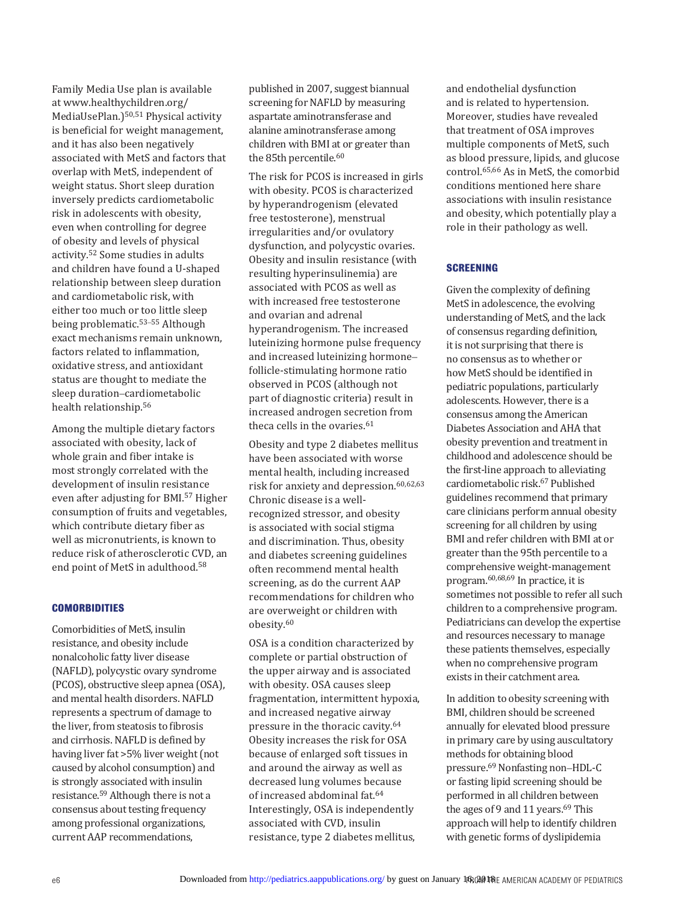Family Media Use plan is available at www.healthychildren.org/MediaUsePlan.)[50,51] Physical activity is beneficial for weight management, and it has also been negatively associated with MetS and factors that overlap with MetS, independent of weight status. Short sleep duration inversely predicts cardiometabolic risk in adolescents with obesity, even when controlling for degree of obesity and levels of physical activity.[52] Some studies in adults and children have found a U-shaped relationship between sleep duration and cardiometabolic risk, with either too much or too little sleep being problematic.[53–55] Although exact mechanisms remain unknown, factors related to inflammation, oxidative stress, and antioxidant status are thought to mediate the sleep duration–cardiometabolic health relationship.[56]

Among the multiple dietary factors associated with obesity, lack of whole grain and fiber intake is most strongly correlated with the development of insulin resistance even after adjusting for BMI.[57] Higher consumption of fruits and vegetables, which contribute dietary fiber as well as micronutrients, is known to reduce risk of atherosclerotic CVD, an end point of MetS in adulthood.[58]

## COMORBIDITIES

Comorbidities of MetS, insulin resistance, and obesity include nonalcoholic fatty liver disease (NAFLD), polycystic ovary syndrome (PCOS), obstructive sleep apnea (OSA), and mental health disorders. NAFLD represents a spectrum of damage to the liver, from steatosis to fibrosis and cirrhosis. NAFLD is defined by having liver fat >5% liver weight (not caused by alcohol consumption) and is strongly associated with insulin resistance.[59] Although there is not a consensus about testing frequency among professional organizations, current AAP recommendations, published in 2007, suggest biannual screening for NAFLD by measuring aspartate aminotransferase and alanine aminotransferase among children with BMI at or greater than the 85th percentile.[60]

The risk for PCOS is increased in girls with obesity. PCOS is characterized by hyperandrogenism (elevated free testosterone), menstrual irregularities and/or ovulatory dysfunction, and polycystic ovaries. Obesity and insulin resistance (with resulting hyperinsulinemia) are associated with PCOS as well as with increased free testosterone and ovarian and adrenal hyperandrogenism. The increased luteinizing hormone pulse frequency and increased luteinizing hormone–follicle-stimulating hormone ratio observed in PCOS (although not part of diagnostic criteria) result in increased androgen secretion from theca cells in the ovaries.[61]

Obesity and type 2 diabetes mellitus have been associated with worse mental health, including increased risk for anxiety and depression.[60,62,63] Chronic disease is a well-recognized stressor, and obesity is associated with social stigma and discrimination. Thus, obesity and diabetes screening guidelines often recommend mental health screening, as do the current AAP recommendations for children who are overweight or children with obesity.[60]

OSA is a condition characterized by complete or partial obstruction of the upper airway and is associated with obesity. OSA causes sleep fragmentation, intermittent hypoxia, and increased negative airway pressure in the thoracic cavity.[64] Obesity increases the risk for OSA because of enlarged soft tissues in and around the airway as well as decreased lung volumes because of increased abdominal fat.[64] Interestingly, OSA is independently associated with CVD, insulin resistance, type 2 diabetes mellitus, and endothelial dysfunction and is related to hypertension. Moreover, studies have revealed that treatment of OSA improves multiple components of MetS, such as blood pressure, lipids, and glucose control.[65,66] As in MetS, the comorbid conditions mentioned here share associations with insulin resistance and obesity, which potentially play a role in their pathology as well.

## SCREENING

Given the complexity of defining MetS in adolescence, the evolving understanding of MetS, and the lack of consensus regarding definition, it is not surprising that there is no consensus as to whether or how MetS should be identified in pediatric populations, particularly adolescents. However, there is a consensus among the American Diabetes Association and AHA that obesity prevention and treatment in childhood and adolescence should be the first-line approach to alleviating cardiometabolic risk.[67] Published guidelines recommend that primary care clinicians perform annual obesity screening for all children by using BMI and refer children with BMI at or greater than the 95th percentile to a comprehensive weight-management program.[60,68,69] In practice, it is sometimes not possible to refer all such children to a comprehensive program. Pediatricians can develop the expertise and resources necessary to manage these patients themselves, especially when no comprehensive program exists in their catchment area.

In addition to obesity screening with BMI, children should be screened annually for elevated blood pressure in primary care by using auscultatory methods for obtaining blood pressure.[69] Nonfasting non–HDL-C or fasting lipid screening should be performed in all children between the ages of 9 and 11 years.[69] This approach will help to identify children with genetic forms of dyslipidemia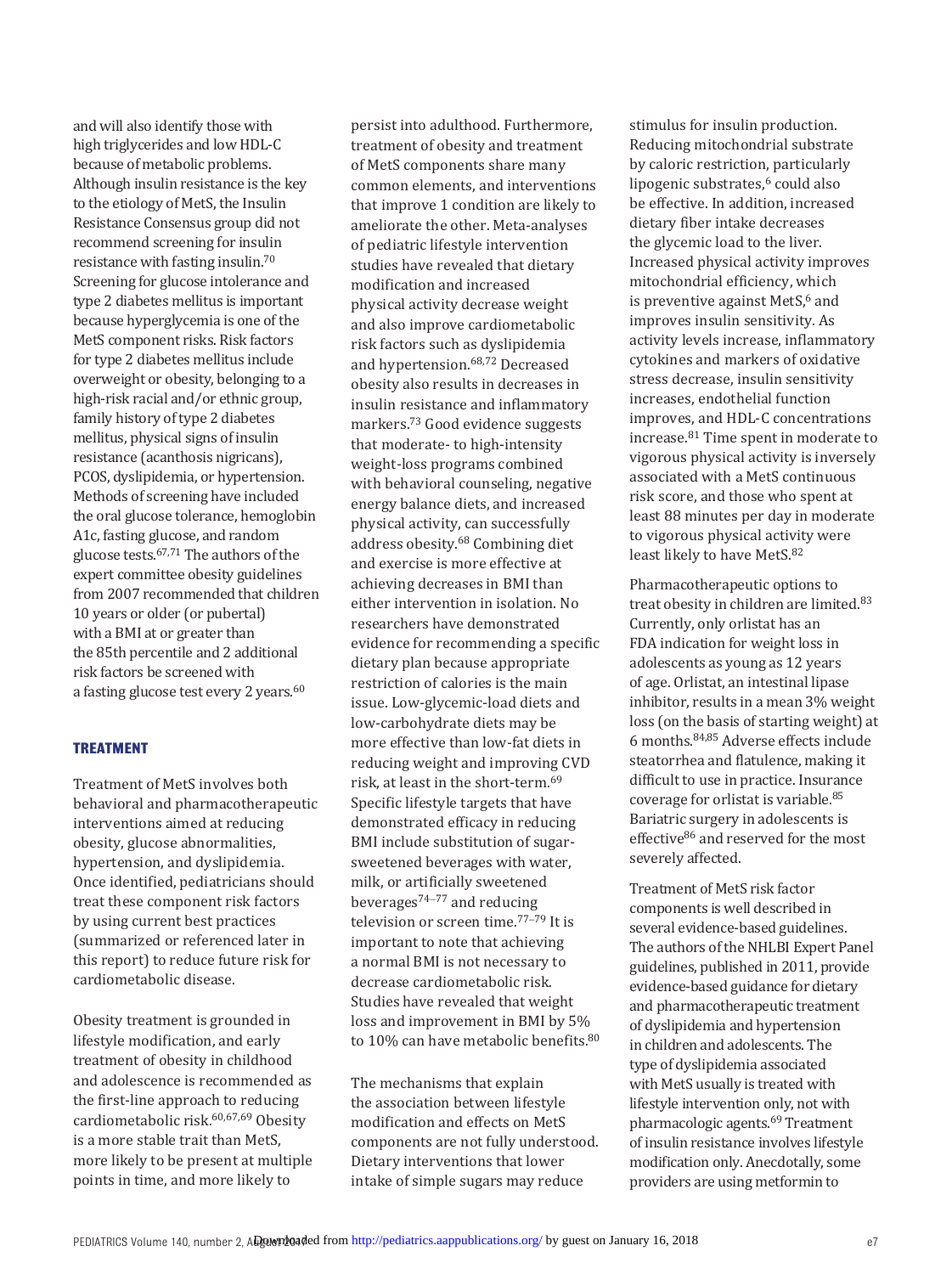and will also identify those with high triglycerides and low HDL-C because of metabolic problems. Although insulin resistance is the key to the etiology of MetS, the Insulin Resistance Consensus group did not recommend screening for insulin resistance with fasting insulin.[70] Screening for glucose intolerance and type 2 diabetes mellitus is important because hyperglycemia is one of the MetS component risks. Risk factors for type 2 diabetes mellitus include overweight or obesity, belonging to a high-risk racial and/or ethnic group, family history of type 2 diabetes mellitus, physical signs of insulin resistance (acanthosis nigricans), PCOS, dyslipidemia, or hypertension. Methods of screening have included the oral glucose tolerance, hemoglobin A1c, fasting glucose, and random glucose tests.[67,71] The authors of the expert committee obesity guidelines from 2007 recommended that children 10 years or older (or pubertal) with a BMI at or greater than the 85th percentile and 2 additional risk factors be screened with a fasting glucose test every 2 years.[60]

## TREATMENT

Treatment of MetS involves both behavioral and pharmacotherapeutic interventions aimed at reducing obesity, glucose abnormalities, hypertension, and dyslipidemia. Once identified, pediatricians should treat these component risk factors by using current best practices (summarized or referenced later in this report) to reduce future risk for cardiometabolic disease.

Obesity treatment is grounded in lifestyle modification, and early treatment of obesity in childhood and adolescence is recommended as the first-line approach to reducing cardiometabolic risk.[60,67,69] Obesity is a more stable trait than MetS, more likely to be present at multiple points in time, and more likely to persist into adulthood. Furthermore, treatment of obesity and treatment of MetS components share many common elements, and interventions that improve 1 condition are likely to ameliorate the other. Meta-analyses of pediatric lifestyle intervention studies have revealed that dietary modification and increased physical activity decrease weight and also improve cardiometabolic risk factors such as dyslipidemia and hypertension.[68,72] Decreased obesity also results in decreases in insulin resistance and inflammatory markers.[73] Good evidence suggests that moderate- to high-intensity weight-loss programs combined with behavioral counseling, negative energy balance diets, and increased physical activity, can successfully address obesity.[68] Combining diet and exercise is more effective at achieving decreases in BMI than either intervention in isolation. No researchers have demonstrated evidence for recommending a specific dietary plan because appropriate restriction of calories is the main issue. Low-glycemic-load diets and low-carbohydrate diets may be more effective than low-fat diets in reducing weight and improving CVD risk, at least in the short-term.[69] Specific lifestyle targets that have demonstrated efficacy in reducing BMI include substitution of sugar-sweetened beverages with water, milk, or artificially sweetened beverages[74–77] and reducing television or screen time.[77–79] It is important to note that achieving a normal BMI is not necessary to decrease cardiometabolic risk. Studies have revealed that weight loss and improvement in BMI by 5% to 10% can have metabolic benefits.[80]

The mechanisms that explain the association between lifestyle modification and effects on MetS components are not fully understood. Dietary interventions that lower intake of simple sugars may reduce stimulus for insulin production. Reducing mitochondrial substrate by caloric restriction, particularly lipogenic substrates,[6] could also be effective. In addition, increased dietary fiber intake decreases the glycemic load to the liver. Increased physical activity improves mitochondrial efficiency, which is preventive against MetS,[6] and improves insulin sensitivity. As activity levels increase, inflammatory cytokines and markers of oxidative stress decrease, insulin sensitivity increases, endothelial function improves, and HDL-C concentrations increase.[81] Time spent in moderate to vigorous physical activity is inversely associated with a MetS continuous risk score, and those who spent at least 88 minutes per day in moderate to vigorous physical activity were least likely to have MetS.[82]

Pharmacotherapeutic options to treat obesity in children are limited.[83] Currently, only orlistat has an FDA indication for weight loss in adolescents as young as 12 years of age. Orlistat, an intestinal lipase inhibitor, results in a mean 3% weight loss (on the basis of starting weight) at 6 months.[84,85] Adverse effects include steatorrhea and flatulence, making it difficult to use in practice. Insurance coverage for orlistat is variable.[85] Bariatric surgery in adolescents is effective[86] and reserved for the most severely affected.

Treatment of MetS risk factor components is well described in several evidence-based guidelines. The authors of the NHLBI Expert Panel guidelines, published in 2011, provide evidence-based guidance for dietary and pharmacotherapeutic treatment of dyslipidemia and hypertension in children and adolescents. The type of dyslipidemia associated with MetS usually is treated with lifestyle intervention only, not with pharmacologic agents.[69] Treatment of insulin resistance involves lifestyle modification only. Anecdotally, some providers are using metformin to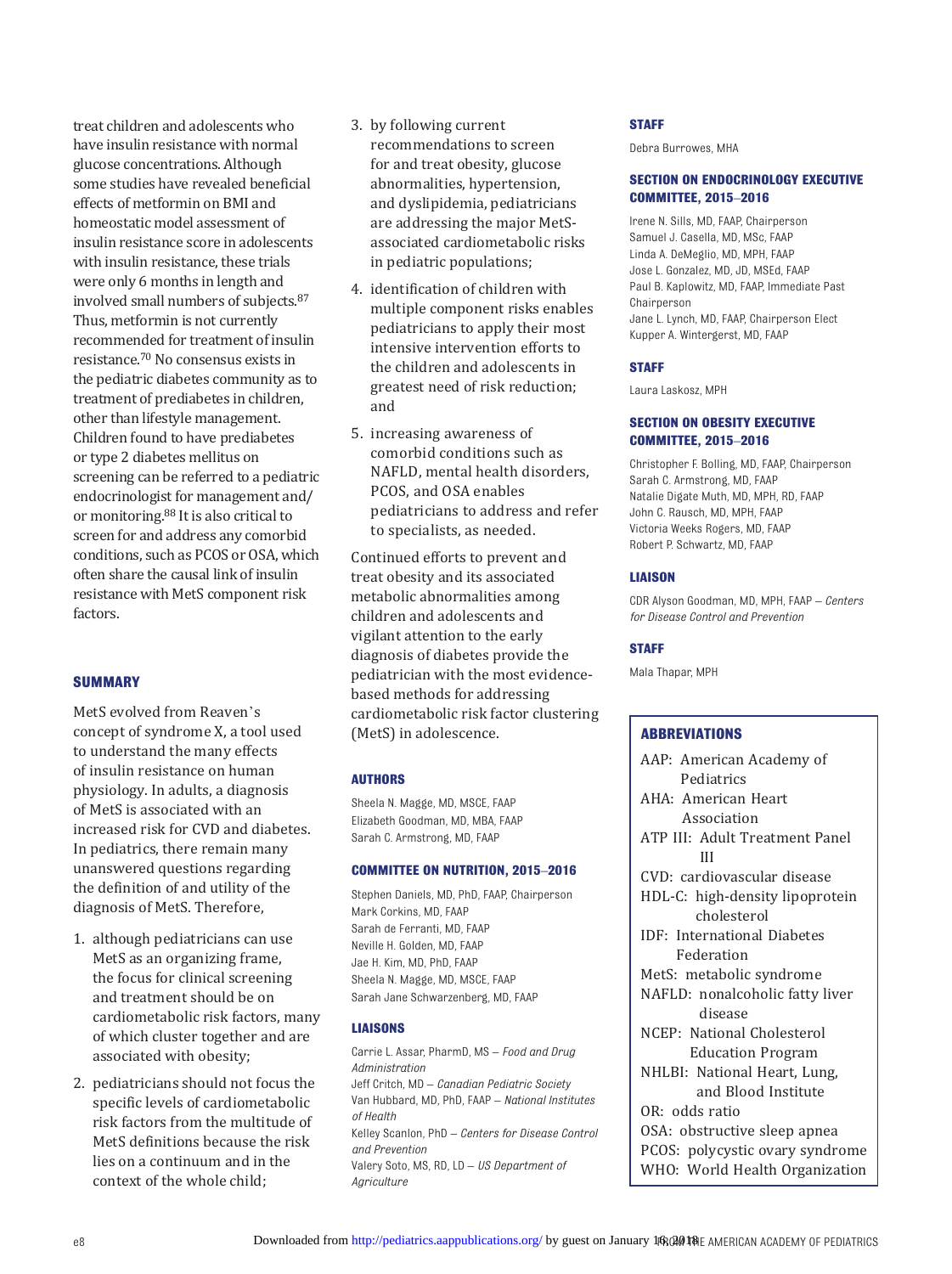treat children and adolescents who have insulin resistance with normal glucose concentrations. Although some studies have revealed beneficial effects of metformin on BMI and homeostatic model assessment of insulin resistance score in adolescents with insulin resistance, these trials were only 6 months in length and involved small numbers of subjects.[87] Thus, metformin is not currently recommended for treatment of insulin resistance.[70] No consensus exists in the pediatric diabetes community as to treatment of prediabetes in children, other than lifestyle management. Children found to have prediabetes or type 2 diabetes mellitus on screening can be referred to a pediatric endocrinologist for management and/or monitoring.[88] It is also critical to screen for and address any comorbid conditions, such as PCOS or OSA, which often share the causal link of insulin resistance with MetS component risk factors.

## SUMMARY

MetS evolved from Reaven's concept of syndrome X, a tool used to understand the many effects of insulin resistance on human physiology. In adults, a diagnosis of MetS is associated with an increased risk for CVD and diabetes. In pediatrics, there remain many unanswered questions regarding the definition of and utility of the diagnosis of MetS. Therefore,

1. although pediatricians can use MetS as an organizing frame, the focus for clinical screening and treatment should be on cardiometabolic risk factors, many of which cluster together and are associated with obesity;
2. pediatricians should not focus the specific levels of cardiometabolic risk factors from the multitude of MetS definitions because the risk lies on a continuum and in the context of the whole child;
3. by following current recommendations to screen for and treat obesity, glucose abnormalities, hypertension, and dyslipidemia, pediatricians are addressing the major MetS-associated cardiometabolic risks in pediatric populations;
4. identification of children with multiple component risks enables pediatricians to apply their most intensive intervention efforts to the children and adolescents in greatest need of risk reduction; and
5. increasing awareness of comorbid conditions such as NAFLD, mental health disorders, PCOS, and OSA enables pediatricians to address and refer to specialists, as needed.

Continued efforts to prevent and treat obesity and its associated metabolic abnormalities among children and adolescents and vigilant attention to the early diagnosis of diabetes provide the pediatrician with the most evidence-based methods for addressing cardiometabolic risk factor clustering (MetS) in adolescence.

## AUTHORS

Sheela N. Magge, MD, MSCE, FAAP
Elizabeth Goodman, MD, MBA, FAAP
Sarah C. Armstrong, MD, FAAP

## COMMITTEE ON NUTRITION, 2015–2016

Stephen Daniels, MD, PhD, FAAP, Chairperson
Mark Corkins, MD, FAAP
Sarah de Ferranti, MD, FAAP
Neville H. Golden, MD, FAAP
Jae H. Kim, MD, PhD, FAAP
Sheela N. Magge, MD, MSCE, FAAP
Sarah Jane Schwarzenberg, MD, FAAP

## LIAISONS

Carrie L. Assar, PharmD, MS – *Food and Drug Administration*
Jeff Critch, MD – *Canadian Pediatric Society*
Van Hubbard, MD, PhD, FAAP – *National Institutes of Health*
Kelley Scanlon, PhD – *Centers for Disease Control and Prevention*
Valery Soto, MS, RD, LD – *US Department of Agriculture*

## STAFF

Debra Burrowes, MHA

## SECTION ON ENDOCRINOLOGY EXECUTIVE COMMITTEE, 2015–2016

Irene N. Sills, MD, FAAP, Chairperson
Samuel J. Casella, MD, MSc, FAAP
Linda A. DeMeglio, MD, MPH, FAAP
Jose L. Gonzalez, MD, JD, MSEd, FAAP
Paul B. Kaplowitz, MD, FAAP, Immediate Past Chairperson
Jane L. Lynch, MD, FAAP, Chairperson Elect
Kupper A. Wintergerst, MD, FAAP

## STAFF

Laura Laskosz, MPH

## SECTION ON OBESITY EXECUTIVE COMMITTEE, 2015–2016

Christopher F. Bolling, MD, FAAP, Chairperson
Sarah C. Armstrong, MD, FAAP
Natalie Digate Muth, MD, MPH, RD, FAAP
John C. Rausch, MD, MPH, FAAP
Victoria Weeks Rogers, MD, FAAP
Robert P. Schwartz, MD, FAAP

## LIAISON

CDR Alyson Goodman, MD, MPH, FAAP – *Centers for Disease Control and Prevention*

## STAFF

Mala Thapar, MPH

## ABBREVIATIONS

AAP: American Academy of Pediatrics
AHA: American Heart Association
ATP III: Adult Treatment Panel III
CVD: cardiovascular disease
HDL-C: high-density lipoprotein cholesterol
IDF: International Diabetes Federation
MetS: metabolic syndrome
NAFLD: nonalcoholic fatty liver disease
NCEP: National Cholesterol Education Program
NHLBI: National Heart, Lung, and Blood Institute
OR: odds ratio
OSA: obstructive sleep apnea
PCOS: polycystic ovary syndrome
WHO: World Health Organization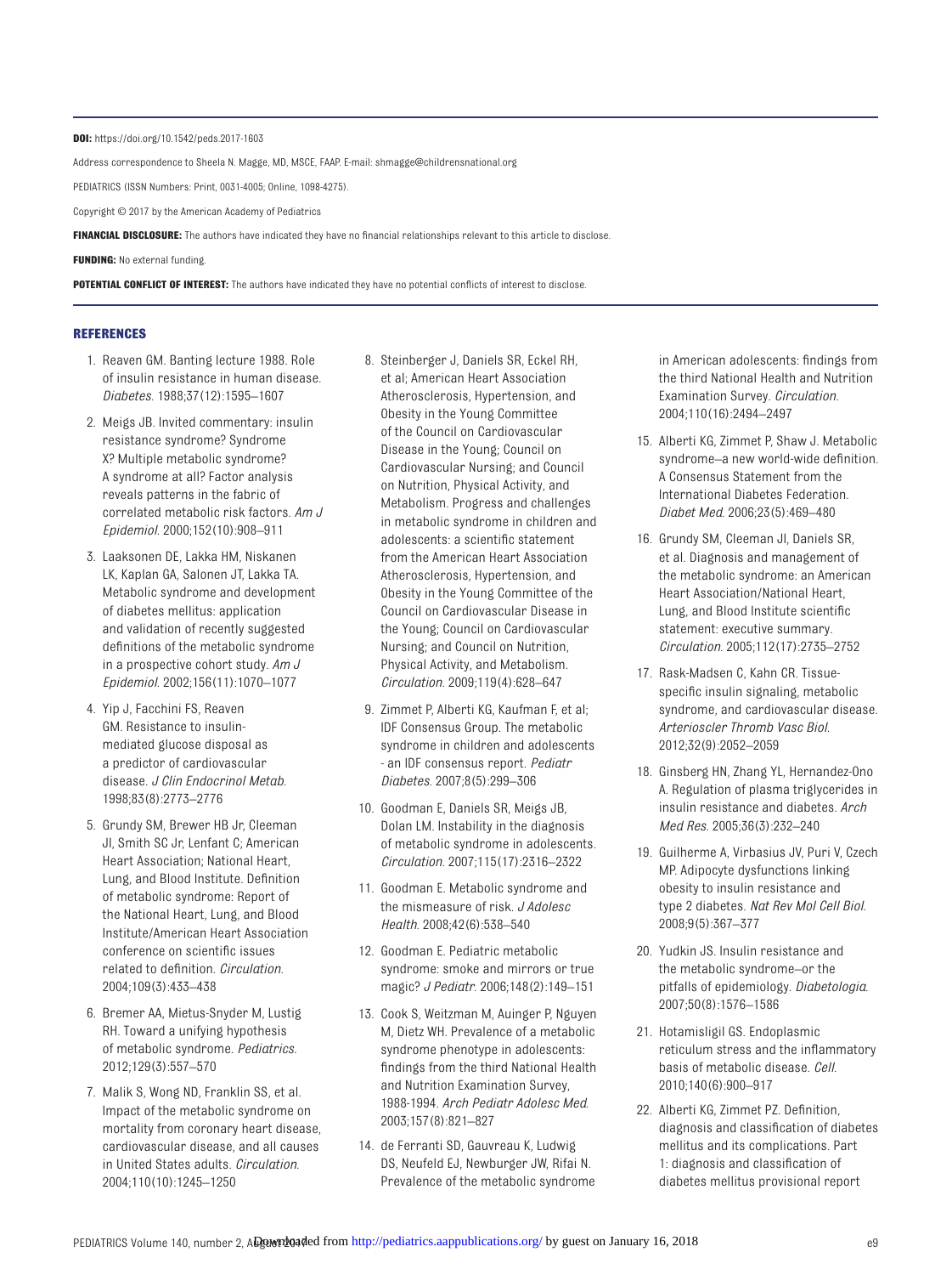**DOI:** https://doi.org/10.1542/peds.2017-1603

Address correspondence to Sheela N. Magge, MD, MSCE, FAAP. E-mail: shmagge@childrensnational.org

PEDIATRICS (ISSN Numbers: Print, 0031-4005; Online, 1098-4275).

Copyright © 2017 by the American Academy of Pediatrics

**FINANCIAL DISCLOSURE:** The authors have indicated they have no financial relationships relevant to this article to disclose.

**FUNDING:** No external funding.

**POTENTIAL CONFLICT OF INTEREST:** The authors have indicated they have no potential conflicts of interest to disclose.

## REFERENCES

1. Reaven GM. Banting lecture 1988. Role of insulin resistance in human disease. *Diabetes*. 1988;37(12):1595–1607
2. Meigs JB. Invited commentary: insulin resistance syndrome? Syndrome X? Multiple metabolic syndrome? A syndrome at all? Factor analysis reveals patterns in the fabric of correlated metabolic risk factors. *Am J Epidemiol*. 2000;152(10):908–911
3. Laaksonen DE, Lakka HM, Niskanen LK, Kaplan GA, Salonen JT, Lakka TA. Metabolic syndrome and development of diabetes mellitus: application and validation of recently suggested definitions of the metabolic syndrome in a prospective cohort study. *Am J Epidemiol*. 2002;156(11):1070–1077
4. Yip J, Facchini FS, Reaven GM. Resistance to insulin-mediated glucose disposal as a predictor of cardiovascular disease. *J Clin Endocrinol Metab*. 1998;83(8):2773–2776
5. Grundy SM, Brewer HB Jr, Cleeman JI, Smith SC Jr, Lenfant C; American Heart Association; National Heart, Lung, and Blood Institute. Definition of metabolic syndrome: Report of the National Heart, Lung, and Blood Institute/American Heart Association conference on scientific issues related to definition. *Circulation*. 2004;109(3):433–438
6. Bremer AA, Mietus-Snyder M, Lustig RH. Toward a unifying hypothesis of metabolic syndrome. *Pediatrics*. 2012;129(3):557–570
7. Malik S, Wong ND, Franklin SS, et al. Impact of the metabolic syndrome on mortality from coronary heart disease, cardiovascular disease, and all causes in United States adults. *Circulation*. 2004;110(10):1245–1250
8. Steinberger J, Daniels SR, Eckel RH, et al; American Heart Association Atherosclerosis, Hypertension, and Obesity in the Young Committee of the Council on Cardiovascular Disease in the Young; Council on Cardiovascular Nursing; and Council on Nutrition, Physical Activity, and Metabolism. Progress and challenges in metabolic syndrome in children and adolescents: a scientific statement from the American Heart Association Atherosclerosis, Hypertension, and Obesity in the Young Committee of the Council on Cardiovascular Disease in the Young; Council on Cardiovascular Nursing; and Council on Nutrition, Physical Activity, and Metabolism. *Circulation*. 2009;119(4):628–647
9. Zimmet P, Alberti KG, Kaufman F, et al; IDF Consensus Group. The metabolic syndrome in children and adolescents - an IDF consensus report. *Pediatr Diabetes*. 2007;8(5):299–306
10. Goodman E, Daniels SR, Meigs JB, Dolan LM. Instability in the diagnosis of metabolic syndrome in adolescents. *Circulation*. 2007;115(17):2316–2322
11. Goodman E. Metabolic syndrome and the mismeasure of risk. *J Adolesc Health*. 2008;42(6):538–540
12. Goodman E. Pediatric metabolic syndrome: smoke and mirrors or true magic? *J Pediatr*. 2006;148(2):149–151
13. Cook S, Weitzman M, Auinger P, Nguyen M, Dietz WH. Prevalence of a metabolic syndrome phenotype in adolescents: findings from the third National Health and Nutrition Examination Survey, 1988-1994. *Arch Pediatr Adolesc Med*. 2003;157(8):821–827
14. de Ferranti SD, Gauvreau K, Ludwig DS, Neufeld EJ, Newburger JW, Rifai N. Prevalence of the metabolic syndrome in American adolescents: findings from the third National Health and Nutrition Examination Survey. *Circulation*. 2004;110(16):2494–2497
15. Alberti KG, Zimmet P, Shaw J. Metabolic syndrome–a new world-wide definition. A Consensus Statement from the International Diabetes Federation. *Diabet Med*. 2006;23(5):469–480
16. Grundy SM, Cleeman JI, Daniels SR, et al. Diagnosis and management of the metabolic syndrome: an American Heart Association/National Heart, Lung, and Blood Institute scientific statement: executive summary. *Circulation*. 2005;112(17):2735–2752
17. Rask-Madsen C, Kahn CR. Tissue-specific insulin signaling, metabolic syndrome, and cardiovascular disease. *Arterioscler Thromb Vasc Biol*. 2012;32(9):2052–2059
18. Ginsberg HN, Zhang YL, Hernandez-Ono A. Regulation of plasma triglycerides in insulin resistance and diabetes. *Arch Med Res*. 2005;36(3):232–240
19. Guilherme A, Virbasius JV, Puri V, Czech MP. Adipocyte dysfunctions linking obesity to insulin resistance and type 2 diabetes. *Nat Rev Mol Cell Biol*. 2008;9(5):367–377
20. Yudkin JS. Insulin resistance and the metabolic syndrome–or the pitfalls of epidemiology. *Diabetologia*. 2007;50(8):1576–1586
21. Hotamisligil GS. Endoplasmic reticulum stress and the inflammatory basis of metabolic disease. *Cell*. 2010;140(6):900–917
22. Alberti KG, Zimmet PZ. Definition, diagnosis and classification of diabetes mellitus and its complications. Part 1: diagnosis and classification of diabetes mellitus provisional report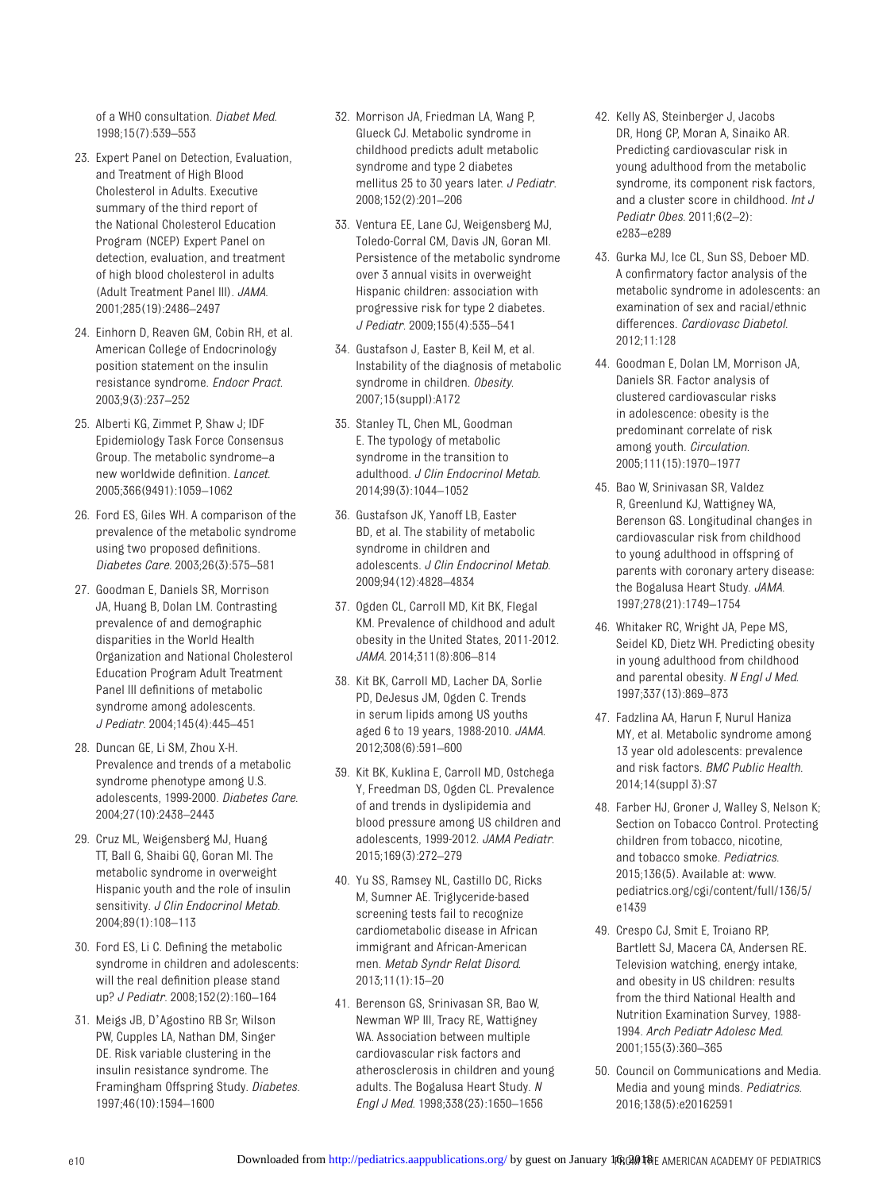of a WHO consultation. *Diabet Med*. 1998;15(7):539–553

23. Expert Panel on Detection, Evaluation, and Treatment of High Blood Cholesterol in Adults. Executive summary of the third report of the National Cholesterol Education Program (NCEP) Expert Panel on detection, evaluation, and treatment of high blood cholesterol in adults (Adult Treatment Panel III). *JAMA*. 2001;285(19):2486–2497
24. Einhorn D, Reaven GM, Cobin RH, et al. American College of Endocrinology position statement on the insulin resistance syndrome. *Endocr Pract*. 2003;9(3):237–252
25. Alberti KG, Zimmet P, Shaw J; IDF Epidemiology Task Force Consensus Group. The metabolic syndrome–a new worldwide definition. *Lancet*. 2005;366(9491):1059–1062
26. Ford ES, Giles WH. A comparison of the prevalence of the metabolic syndrome using two proposed definitions. *Diabetes Care*. 2003;26(3):575–581
27. Goodman E, Daniels SR, Morrison JA, Huang B, Dolan LM. Contrasting prevalence of and demographic disparities in the World Health Organization and National Cholesterol Education Program Adult Treatment Panel III definitions of metabolic syndrome among adolescents. *J Pediatr*. 2004;145(4):445–451
28. Duncan GE, Li SM, Zhou X-H. Prevalence and trends of a metabolic syndrome phenotype among U.S. adolescents, 1999-2000. *Diabetes Care*. 2004;27(10):2438–2443
29. Cruz ML, Weigensberg MJ, Huang TT, Ball G, Shaibi GQ, Goran MI. The metabolic syndrome in overweight Hispanic youth and the role of insulin sensitivity. *J Clin Endocrinol Metab*. 2004;89(1):108–113
30. Ford ES, Li C. Defining the metabolic syndrome in children and adolescents: will the real definition please stand up? *J Pediatr*. 2008;152(2):160–164
31. Meigs JB, D'Agostino RB Sr, Wilson PW, Cupples LA, Nathan DM, Singer DE. Risk variable clustering in the insulin resistance syndrome. The Framingham Offspring Study. *Diabetes*. 1997;46(10):1594–1600
32. Morrison JA, Friedman LA, Wang P, Glueck CJ. Metabolic syndrome in childhood predicts adult metabolic syndrome and type 2 diabetes mellitus 25 to 30 years later. *J Pediatr*. 2008;152(2):201–206
33. Ventura EE, Lane CJ, Weigensberg MJ, Toledo-Corral CM, Davis JN, Goran MI. Persistence of the metabolic syndrome over 3 annual visits in overweight Hispanic children: association with progressive risk for type 2 diabetes. *J Pediatr*. 2009;155(4):535–541
34. Gustafson J, Easter B, Keil M, et al. Instability of the diagnosis of metabolic syndrome in children. *Obesity*. 2007;15(suppl):A172
35. Stanley TL, Chen ML, Goodman E. The typology of metabolic syndrome in the transition to adulthood. *J Clin Endocrinol Metab*. 2014;99(3):1044–1052
36. Gustafson JK, Yanoff LB, Easter BD, et al. The stability of metabolic syndrome in children and adolescents. *J Clin Endocrinol Metab*. 2009;94(12):4828–4834
37. Ogden CL, Carroll MD, Kit BK, Flegal KM. Prevalence of childhood and adult obesity in the United States, 2011-2012. *JAMA*. 2014;311(8):806–814
38. Kit BK, Carroll MD, Lacher DA, Sorlie PD, DeJesus JM, Ogden C. Trends in serum lipids among US youths aged 6 to 19 years, 1988-2010. *JAMA*. 2012;308(6):591–600
39. Kit BK, Kuklina E, Carroll MD, Ostchega Y, Freedman DS, Ogden CL. Prevalence of and trends in dyslipidemia and blood pressure among US children and adolescents, 1999-2012. *JAMA Pediatr*. 2015;169(3):272–279
40. Yu SS, Ramsey NL, Castillo DC, Ricks M, Sumner AE. Triglyceride-based screening tests fail to recognize cardiometabolic disease in African immigrant and African-American men. *Metab Syndr Relat Disord*. 2013;11(1):15–20
41. Berenson GS, Srinivasan SR, Bao W, Newman WP III, Tracy RE, Wattigney WA. Association between multiple cardiovascular risk factors and atherosclerosis in children and young adults. The Bogalusa Heart Study. *N Engl J Med*. 1998;338(23):1650–1656
42. Kelly AS, Steinberger J, Jacobs DR, Hong CP, Moran A, Sinaiko AR. Predicting cardiovascular risk in young adulthood from the metabolic syndrome, its component risk factors, and a cluster score in childhood. *Int J Pediatr Obes*. 2011;6(2–2):e283–e289
43. Gurka MJ, Ice CL, Sun SS, Deboer MD. A confirmatory factor analysis of the metabolic syndrome in adolescents: an examination of sex and racial/ethnic differences. *Cardiovasc Diabetol*. 2012;11:128
44. Goodman E, Dolan LM, Morrison JA, Daniels SR. Factor analysis of clustered cardiovascular risks in adolescence: obesity is the predominant correlate of risk among youth. *Circulation*. 2005;111(15):1970–1977
45. Bao W, Srinivasan SR, Valdez R, Greenlund KJ, Wattigney WA, Berenson GS. Longitudinal changes in cardiovascular risk from childhood to young adulthood in offspring of parents with coronary artery disease: the Bogalusa Heart Study. *JAMA*. 1997;278(21):1749–1754
46. Whitaker RC, Wright JA, Pepe MS, Seidel KD, Dietz WH. Predicting obesity in young adulthood from childhood and parental obesity. *N Engl J Med*. 1997;337(13):869–873
47. Fadzlina AA, Harun F, Nurul Haniza MY, et al. Metabolic syndrome among 13 year old adolescents: prevalence and risk factors. *BMC Public Health*. 2014;14(suppl 3):S7
48. Farber HJ, Groner J, Walley S, Nelson K; Section on Tobacco Control. Protecting children from tobacco, nicotine, and tobacco smoke. *Pediatrics*. 2015;136(5). Available at: www.pediatrics.org/cgi/content/full/136/5/e1439
49. Crespo CJ, Smit E, Troiano RP, Bartlett SJ, Macera CA, Andersen RE. Television watching, energy intake, and obesity in US children: results from the third National Health and Nutrition Examination Survey, 1988-1994. *Arch Pediatr Adolesc Med*. 2001;155(3):360–365
50. Council on Communications and Media. Media and young minds. *Pediatrics*. 2016;138(5):e20162591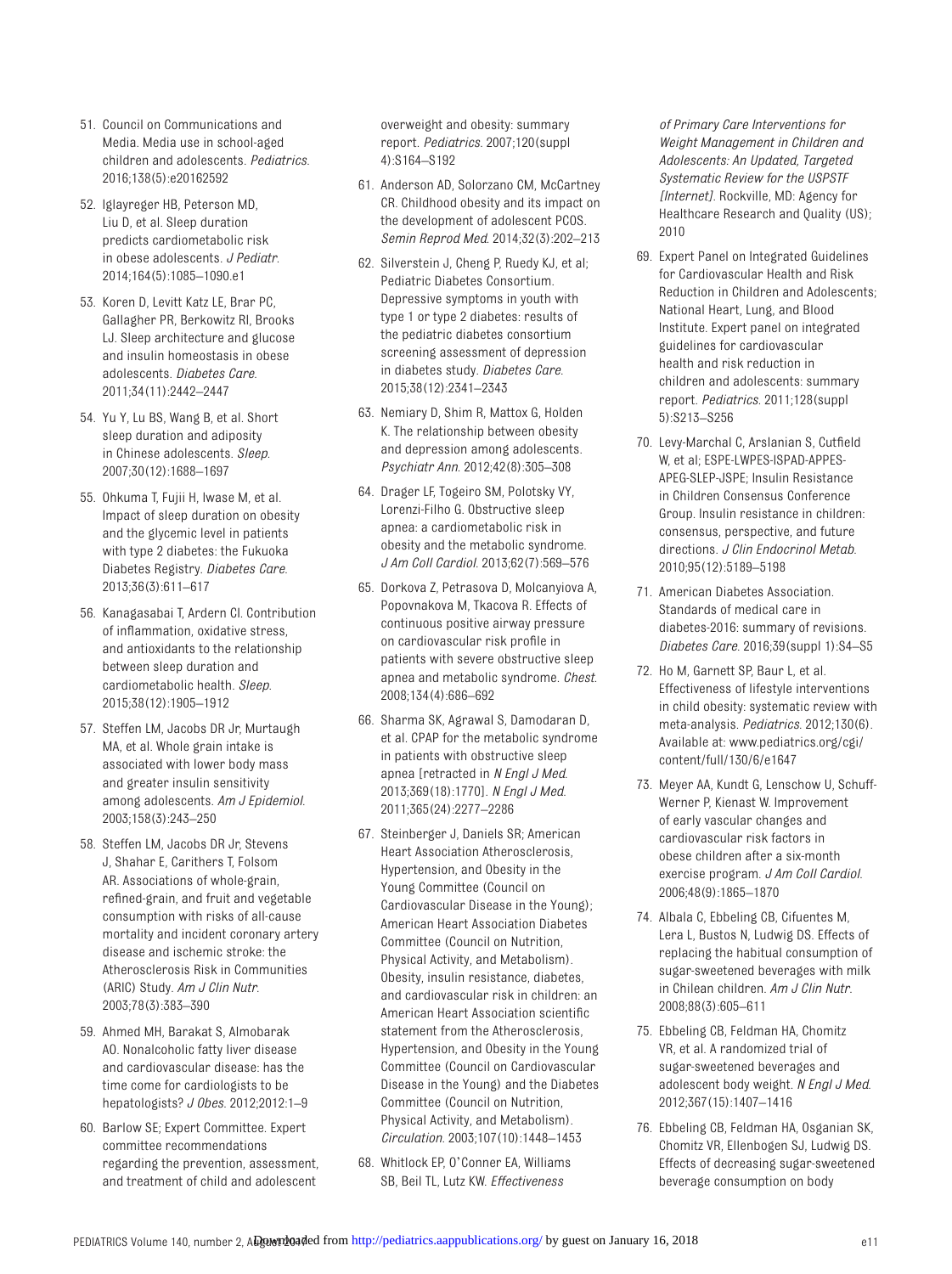51. Council on Communications and Media. Media use in school-aged children and adolescents. *Pediatrics*. 2016;138(5):e20162592

52. Iglayreger HB, Peterson MD, Liu D, et al. Sleep duration predicts cardiometabolic risk in obese adolescents. *J Pediatr*. 2014;164(5):1085–1090.e1

53. Koren D, Levitt Katz LE, Brar PC, Gallagher PR, Berkowitz RI, Brooks LJ. Sleep architecture and glucose and insulin homeostasis in obese adolescents. *Diabetes Care*. 2011;34(11):2442–2447

54. Yu Y, Lu BS, Wang B, et al. Short sleep duration and adiposity in Chinese adolescents. *Sleep*. 2007;30(12):1688–1697

55. Ohkuma T, Fujii H, Iwase M, et al. Impact of sleep duration on obesity and the glycemic level in patients with type 2 diabetes: the Fukuoka Diabetes Registry. *Diabetes Care*. 2013;36(3):611–617

56. Kanagasabai T, Ardern CI. Contribution of inflammation, oxidative stress, and antioxidants to the relationship between sleep duration and cardiometabolic health. *Sleep*. 2015;38(12):1905–1912

57. Steffen LM, Jacobs DR Jr, Murtaugh MA, et al. Whole grain intake is associated with lower body mass and greater insulin sensitivity among adolescents. *Am J Epidemiol*. 2003;158(3):243–250

58. Steffen LM, Jacobs DR Jr, Stevens J, Shahar E, Carithers T, Folsom AR. Associations of whole-grain, refined-grain, and fruit and vegetable consumption with risks of all-cause mortality and incident coronary artery disease and ischemic stroke: the Atherosclerosis Risk in Communities (ARIC) Study. *Am J Clin Nutr*. 2003;78(3):383–390

59. Ahmed MH, Barakat S, Almobarak AO. Nonalcoholic fatty liver disease and cardiovascular disease: has the time come for cardiologists to be hepatologists? *J Obes*. 2012;2012:1–9

60. Barlow SE; Expert Committee. Expert committee recommendations regarding the prevention, assessment, and treatment of child and adolescent overweight and obesity: summary report. *Pediatrics*. 2007;120(suppl 4):S164–S192

61. Anderson AD, Solorzano CM, McCartney CR. Childhood obesity and its impact on the development of adolescent PCOS. *Semin Reprod Med*. 2014;32(3):202–213

62. Silverstein J, Cheng P, Ruedy KJ, et al; Pediatric Diabetes Consortium. Depressive symptoms in youth with type 1 or type 2 diabetes: results of the pediatric diabetes consortium screening assessment of depression in diabetes study. *Diabetes Care*. 2015;38(12):2341–2343

63. Nemiary D, Shim R, Mattox G, Holden K. The relationship between obesity and depression among adolescents. *Psychiatr Ann*. 2012;42(8):305–308

64. Drager LF, Togeiro SM, Polotsky VY, Lorenzi-Filho G. Obstructive sleep apnea: a cardiometabolic risk in obesity and the metabolic syndrome. *J Am Coll Cardiol*. 2013;62(7):569–576

65. Dorkova Z, Petrasova D, Molcanyiova A, Popovnakova M, Tkacova R. Effects of continuous positive airway pressure on cardiovascular risk profile in patients with severe obstructive sleep apnea and metabolic syndrome. *Chest*. 2008;134(4):686–692

66. Sharma SK, Agrawal S, Damodaran D, et al. CPAP for the metabolic syndrome in patients with obstructive sleep apnea [retracted in *N Engl J Med*. 2013;369(18):1770]. *N Engl J Med*. 2011;365(24):2277–2286

67. Steinberger J, Daniels SR; American Heart Association Atherosclerosis, Hypertension, and Obesity in the Young Committee (Council on Cardiovascular Disease in the Young); American Heart Association Diabetes Committee (Council on Nutrition, Physical Activity, and Metabolism). Obesity, insulin resistance, diabetes, and cardiovascular risk in children: an American Heart Association scientific statement from the Atherosclerosis, Hypertension, and Obesity in the Young Committee (Council on Cardiovascular Disease in the Young) and the Diabetes Committee (Council on Nutrition, Physical Activity, and Metabolism). *Circulation*. 2003;107(10):1448–1453

68. Whitlock EP, O'Conner EA, Williams SB, Beil TL, Lutz KW. *Effectiveness of Primary Care Interventions for Weight Management in Children and Adolescents: An Updated, Targeted Systematic Review for the USPSTF [Internet]*. Rockville, MD: Agency for Healthcare Research and Quality (US); 2010

69. Expert Panel on Integrated Guidelines for Cardiovascular Health and Risk Reduction in Children and Adolescents; National Heart, Lung, and Blood Institute. Expert panel on integrated guidelines for cardiovascular health and risk reduction in children and adolescents: summary report. *Pediatrics*. 2011;128(suppl 5):S213–S256

70. Levy-Marchal C, Arslanian S, Cutfield W, et al; ESPE-LWPES-ISPAD-APPES-APEG-SLEP-JSPE; Insulin Resistance in Children Consensus Conference Group. Insulin resistance in children: consensus, perspective, and future directions. *J Clin Endocrinol Metab*. 2010;95(12):5189–5198

71. American Diabetes Association. Standards of medical care in diabetes-2016: summary of revisions. *Diabetes Care*. 2016;39(suppl 1):S4–S5

72. Ho M, Garnett SP, Baur L, et al. Effectiveness of lifestyle interventions in child obesity: systematic review with meta-analysis. *Pediatrics*. 2012;130(6). Available at: www.pediatrics.org/cgi/content/full/130/6/e1647

73. Meyer AA, Kundt G, Lenschow U, Schuff-Werner P, Kienast W. Improvement of early vascular changes and cardiovascular risk factors in obese children after a six-month exercise program. *J Am Coll Cardiol*. 2006;48(9):1865–1870

74. Albala C, Ebbeling CB, Cifuentes M, Lera L, Bustos N, Ludwig DS. Effects of replacing the habitual consumption of sugar-sweetened beverages with milk in Chilean children. *Am J Clin Nutr*. 2008;88(3):605–611

75. Ebbeling CB, Feldman HA, Chomitz VR, et al. A randomized trial of sugar-sweetened beverages and adolescent body weight. *N Engl J Med*. 2012;367(15):1407–1416

76. Ebbeling CB, Feldman HA, Osganian SK, Chomitz VR, Ellenbogen SJ, Ludwig DS. Effects of decreasing sugar-sweetened beverage consumption on body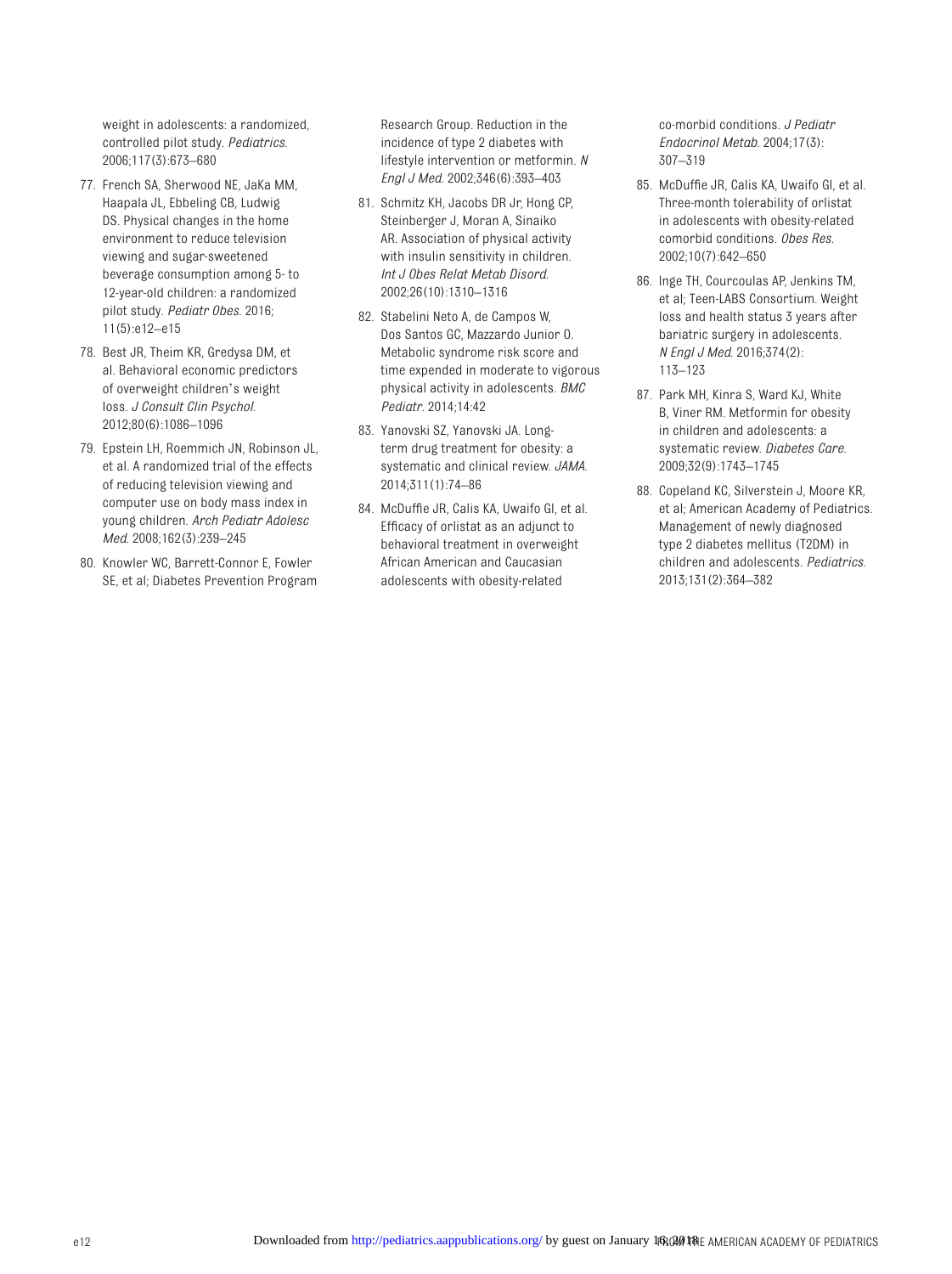weight in adolescents: a randomized, controlled pilot study. *Pediatrics*. 2006;117(3):673–680

77. French SA, Sherwood NE, JaKa MM, Haapala JL, Ebbeling CB, Ludwig DS. Physical changes in the home environment to reduce television viewing and sugar-sweetened beverage consumption among 5- to 12-year-old children: a randomized pilot study. *Pediatr Obes*. 2016; 11(5):e12–e15
78. Best JR, Theim KR, Gredysa DM, et al. Behavioral economic predictors of overweight children's weight loss. *J Consult Clin Psychol*. 2012;80(6):1086–1096
79. Epstein LH, Roemmich JN, Robinson JL, et al. A randomized trial of the effects of reducing television viewing and computer use on body mass index in young children. *Arch Pediatr Adolesc Med*. 2008;162(3):239–245
80. Knowler WC, Barrett-Connor E, Fowler SE, et al; Diabetes Prevention Program Research Group. Reduction in the incidence of type 2 diabetes with lifestyle intervention or metformin. *N Engl J Med*. 2002;346(6):393–403
81. Schmitz KH, Jacobs DR Jr, Hong CP, Steinberger J, Moran A, Sinaiko AR. Association of physical activity with insulin sensitivity in children. *Int J Obes Relat Metab Disord*. 2002;26(10):1310–1316
82. Stabelini Neto A, de Campos W, Dos Santos GC, Mazzardo Junior O. Metabolic syndrome risk score and time expended in moderate to vigorous physical activity in adolescents. *BMC Pediatr*. 2014;14:42
83. Yanovski SZ, Yanovski JA. Long-term drug treatment for obesity: a systematic and clinical review. *JAMA*. 2014;311(1):74–86
84. McDuffie JR, Calis KA, Uwaifo GI, et al. Efficacy of orlistat as an adjunct to behavioral treatment in overweight African American and Caucasian adolescents with obesity-related co-morbid conditions. *J Pediatr Endocrinol Metab*. 2004;17(3): 307–319
85. McDuffie JR, Calis KA, Uwaifo GI, et al. Three-month tolerability of orlistat in adolescents with obesity-related comorbid conditions. *Obes Res*. 2002;10(7):642–650
86. Inge TH, Courcoulas AP, Jenkins TM, et al; Teen-LABS Consortium. Weight loss and health status 3 years after bariatric surgery in adolescents. *N Engl J Med*. 2016;374(2): 113–123
87. Park MH, Kinra S, Ward KJ, White B, Viner RM. Metformin for obesity in children and adolescents: a systematic review. *Diabetes Care*. 2009;32(9):1743–1745
88. Copeland KC, Silverstein J, Moore KR, et al; American Academy of Pediatrics. Management of newly diagnosed type 2 diabetes mellitus (T2DM) in children and adolescents. *Pediatrics*. 2013;131(2):364–382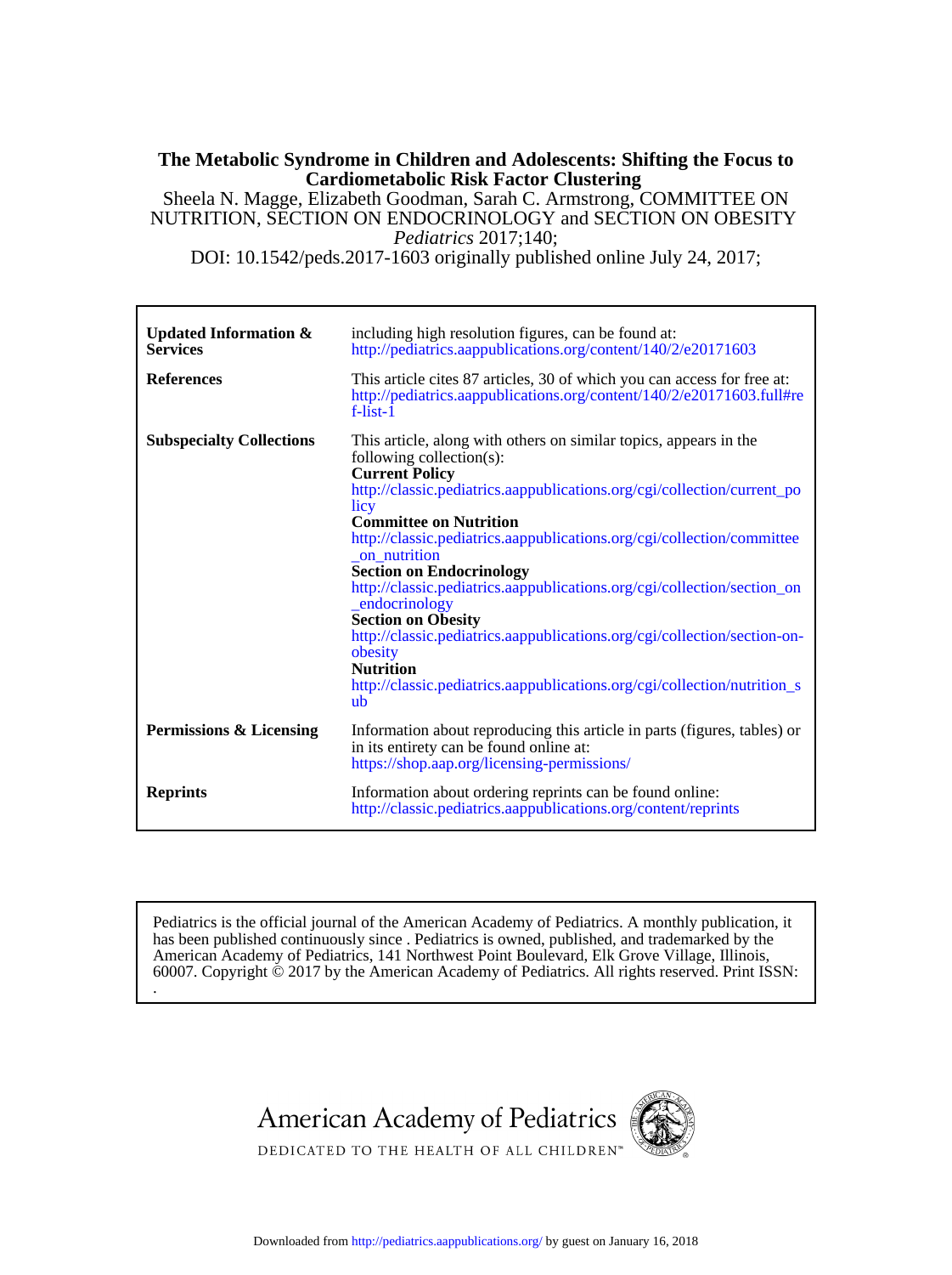# The Metabolic Syndrome in Children and Adolescents: Shifting the Focus to Cardiometabolic Risk Factor Clustering

Sheela N. Magge, Elizabeth Goodman, Sarah C. Armstrong, COMMITTEE ON NUTRITION, SECTION ON ENDOCRINOLOGY and SECTION ON OBESITY

*Pediatrics* 2017;140;

DOI: 10.1542/peds.2017-1603 originally published online July 24, 2017;

| | |
|---|---|
| **Updated Information & Services** | including high resolution figures, can be found at: http://pediatrics.aappublications.org/content/140/2/e20171603 |
| **References** | This article cites 87 articles, 30 of which you can access for free at: http://pediatrics.aappublications.org/content/140/2/e20171603.full#ref-list-1 |
| **Subspecialty Collections** | This article, along with others on similar topics, appears in the following collection(s): **Current Policy** http://classic.pediatrics.aappublications.org/cgi/collection/current_policy **Committee on Nutrition** http://classic.pediatrics.aappublications.org/cgi/collection/committee_on_nutrition **Section on Endocrinology** http://classic.pediatrics.aappublications.org/cgi/collection/section_on_endocrinology **Section on Obesity** http://classic.pediatrics.aappublications.org/cgi/collection/section-on-obesity **Nutrition** http://classic.pediatrics.aappublications.org/cgi/collection/nutrition_sub |
| **Permissions & Licensing** | Information about reproducing this article in parts (figures, tables) or in its entirety can be found online at: https://shop.aap.org/licensing-permissions/ |
| **Reprints** | Information about ordering reprints can be found online: http://classic.pediatrics.aappublications.org/content/reprints |

Pediatrics is the official journal of the American Academy of Pediatrics. A monthly publication, it has been published continuously since . Pediatrics is owned, published, and trademarked by the American Academy of Pediatrics, 141 Northwest Point Boulevard, Elk Grove Village, Illinois, 60007. Copyright © 2017 by the American Academy of Pediatrics. All rights reserved. Print ISSN: .

American Academy of Pediatrics

DEDICATED TO THE HEALTH OF ALL CHILDREN™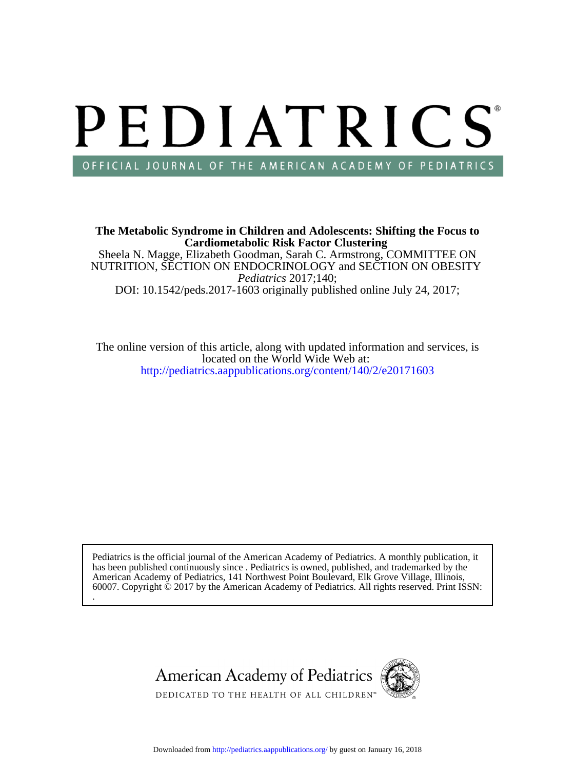# PEDIATRICS

OFFICIAL JOURNAL OF THE AMERICAN ACADEMY OF PEDIATRICS

**The Metabolic Syndrome in Children and Adolescents: Shifting the Focus to Cardiometabolic Risk Factor Clustering**

Sheela N. Magge, Elizabeth Goodman, Sarah C. Armstrong, COMMITTEE ON NUTRITION, SECTION ON ENDOCRINOLOGY and SECTION ON OBESITY

*Pediatrics* 2017;140;

DOI: 10.1542/peds.2017-1603 originally published online July 24, 2017;

The online version of this article, along with updated information and services, is located on the World Wide Web at:

http://pediatrics.aappublications.org/content/140/2/e20171603

Pediatrics is the official journal of the American Academy of Pediatrics. A monthly publication, it has been published continuously since . Pediatrics is owned, published, and trademarked by the American Academy of Pediatrics, 141 Northwest Point Boulevard, Elk Grove Village, Illinois, 60007. Copyright © 2017 by the American Academy of Pediatrics. All rights reserved. Print ISSN: .

American Academy of Pediatrics

DEDICATED TO THE HEALTH OF ALL CHILDREN™